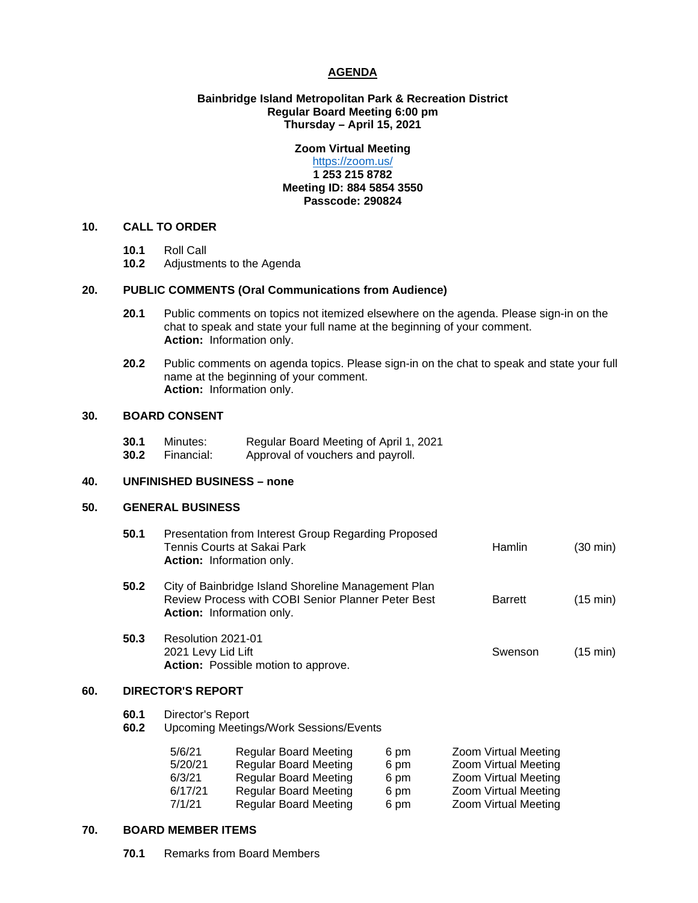# AGENDA

**Bainbridge Island Metropolitan Park & Recreation District**
**Regular Board Meeting 6:00 pm**
**Thursday – April 15, 2021**

**Zoom Virtual Meeting**
https://zoom.us/
**1 253 215 8782**
**Meeting ID: 884 5854 3550**
**Passcode: 290824**

## 10. CALL TO ORDER

**10.1** Roll Call
**10.2** Adjustments to the Agenda

## 20. PUBLIC COMMENTS (Oral Communications from Audience)

**20.1** Public comments on topics not itemized elsewhere on the agenda. Please sign-in on the chat to speak and state your full name at the beginning of your comment.
**Action:** Information only.

**20.2** Public comments on agenda topics. Please sign-in on the chat to speak and state your full name at the beginning of your comment.
**Action:** Information only.

## 30. BOARD CONSENT

**30.1** Minutes: Regular Board Meeting of April 1, 2021
**30.2** Financial: Approval of vouchers and payroll.

## 40. UNFINISHED BUSINESS – none

## 50. GENERAL BUSINESS

| | Item | Presenter | Time |
|---|---|---|---|
| **50.1** | Presentation from Interest Group Regarding Proposed Tennis Courts at Sakai Park<br>**Action:** Information only. | Hamlin | (30 min) |
| **50.2** | City of Bainbridge Island Shoreline Management Plan Review Process with COBI Senior Planner Peter Best<br>**Action:** Information only. | Barrett | (15 min) |
| **50.3** | Resolution 2021-01<br>2021 Levy Lid Lift<br>**Action:** Possible motion to approve. | Swenson | (15 min) |

## 60. DIRECTOR'S REPORT

**60.1** Director's Report
**60.2** Upcoming Meetings/Work Sessions/Events

| Date | Meeting | Time | Location |
|---|---|---|---|
| 5/6/21 | Regular Board Meeting | 6 pm | Zoom Virtual Meeting |
| 5/20/21 | Regular Board Meeting | 6 pm | Zoom Virtual Meeting |
| 6/3/21 | Regular Board Meeting | 6 pm | Zoom Virtual Meeting |
| 6/17/21 | Regular Board Meeting | 6 pm | Zoom Virtual Meeting |
| 7/1/21 | Regular Board Meeting | 6 pm | Zoom Virtual Meeting |

## 70. BOARD MEMBER ITEMS

**70.1** Remarks from Board Members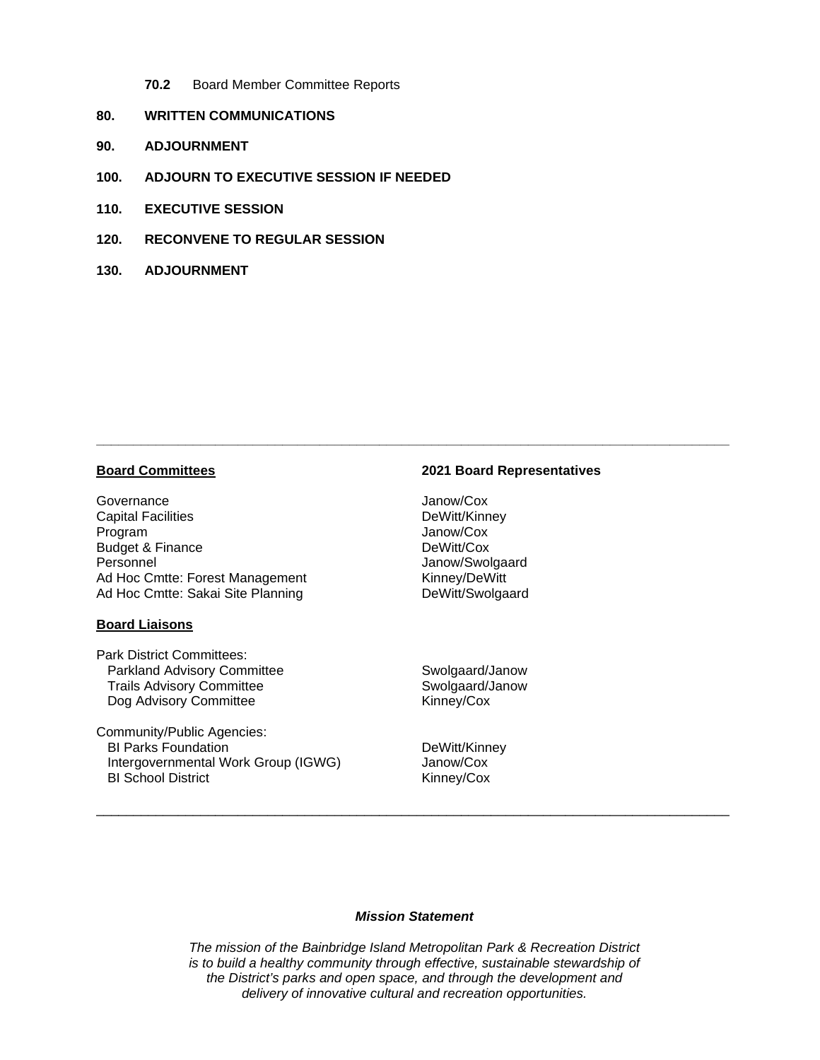**70.2** Board Member Committee Reports

**80. WRITTEN COMMUNICATIONS**

**90. ADJOURNMENT**

**100. ADJOURN TO EXECUTIVE SESSION IF NEEDED**

**110. EXECUTIVE SESSION**

**120. RECONVENE TO REGULAR SESSION**

**130. ADJOURNMENT**

---

| **Board Committees** | **2021 Board Representatives** |
|---|---|
| Governance | Janow/Cox |
| Capital Facilities | DeWitt/Kinney |
| Program | Janow/Cox |
| Budget & Finance | DeWitt/Cox |
| Personnel | Janow/Swolgaard |
| Ad Hoc Cmtte: Forest Management | Kinney/DeWitt |
| Ad Hoc Cmtte: Sakai Site Planning | DeWitt/Swolgaard |

**Board Liaisons**

| | |
|---|---|
| Park District Committees: | |
| Parkland Advisory Committee | Swolgaard/Janow |
| Trails Advisory Committee | Swolgaard/Janow |
| Dog Advisory Committee | Kinney/Cox |
| Community/Public Agencies: | |
| BI Parks Foundation | DeWitt/Kinney |
| Intergovernmental Work Group (IGWG) | Janow/Cox |
| BI School District | Kinney/Cox |

---

***Mission Statement***

*The mission of the Bainbridge Island Metropolitan Park & Recreation District is to build a healthy community through effective, sustainable stewardship of the District's parks and open space, and through the development and delivery of innovative cultural and recreation opportunities.*